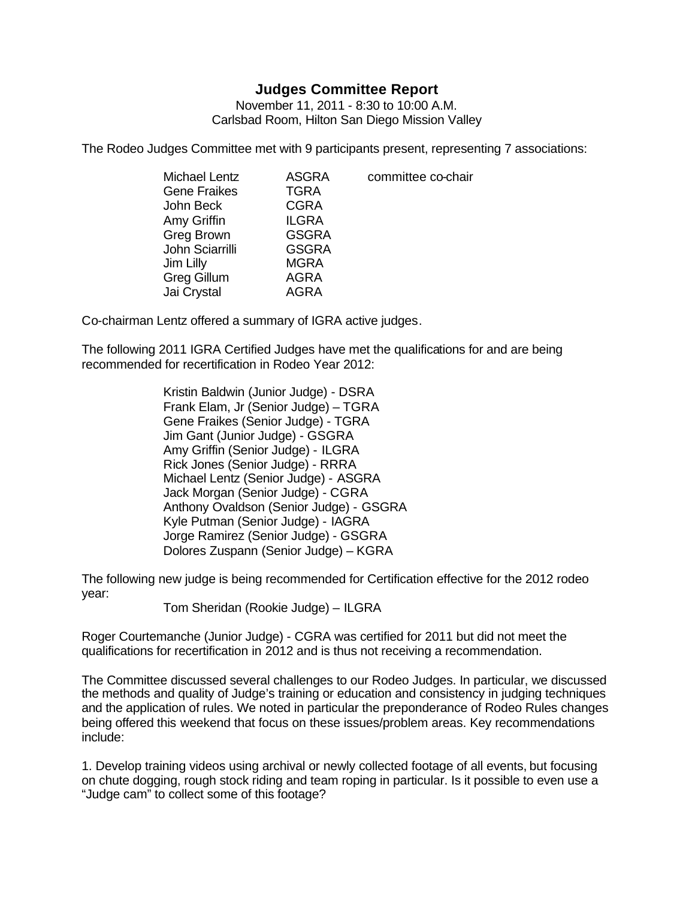# Judges Committee Report

November 11, 2011 - 8:30 to 10:00 A.M.
Carlsbad Room, Hilton San Diego Mission Valley

The Rodeo Judges Committee met with 9 participants present, representing 7 associations:

| | | |
|---|---|---|
| Michael Lentz | ASGRA | committee co-chair |
| Gene Fraikes | TGRA | |
| John Beck | CGRA | |
| Amy Griffin | ILGRA | |
| Greg Brown | GSGRA | |
| John Sciarrilli | GSGRA | |
| Jim Lilly | MGRA | |
| Greg Gillum | AGRA | |
| Jai Crystal | AGRA | |

Co-chairman Lentz offered a summary of IGRA active judges.

The following 2011 IGRA Certified Judges have met the qualifications for and are being recommended for recertification in Rodeo Year 2012:

- Kristin Baldwin (Junior Judge) - DSRA
- Frank Elam, Jr (Senior Judge) – TGRA
- Gene Fraikes (Senior Judge) - TGRA
- Jim Gant (Junior Judge) - GSGRA
- Amy Griffin (Senior Judge) - ILGRA
- Rick Jones (Senior Judge) - RRRA
- Michael Lentz (Senior Judge) - ASGRA
- Jack Morgan (Senior Judge) - CGRA
- Anthony Ovaldson (Senior Judge) - GSGRA
- Kyle Putman (Senior Judge) - IAGRA
- Jorge Ramirez (Senior Judge) - GSGRA
- Dolores Zuspann (Senior Judge) – KGRA

The following new judge is being recommended for Certification effective for the 2012 rodeo year:

- Tom Sheridan (Rookie Judge) – ILGRA

Roger Courtemanche (Junior Judge) - CGRA was certified for 2011 but did not meet the qualifications for recertification in 2012 and is thus not receiving a recommendation.

The Committee discussed several challenges to our Rodeo Judges. In particular, we discussed the methods and quality of Judge's training or education and consistency in judging techniques and the application of rules. We noted in particular the preponderance of Rodeo Rules changes being offered this weekend that focus on these issues/problem areas. Key recommendations include:

1. Develop training videos using archival or newly collected footage of all events, but focusing on chute dogging, rough stock riding and team roping in particular. Is it possible to even use a "Judge cam" to collect some of this footage?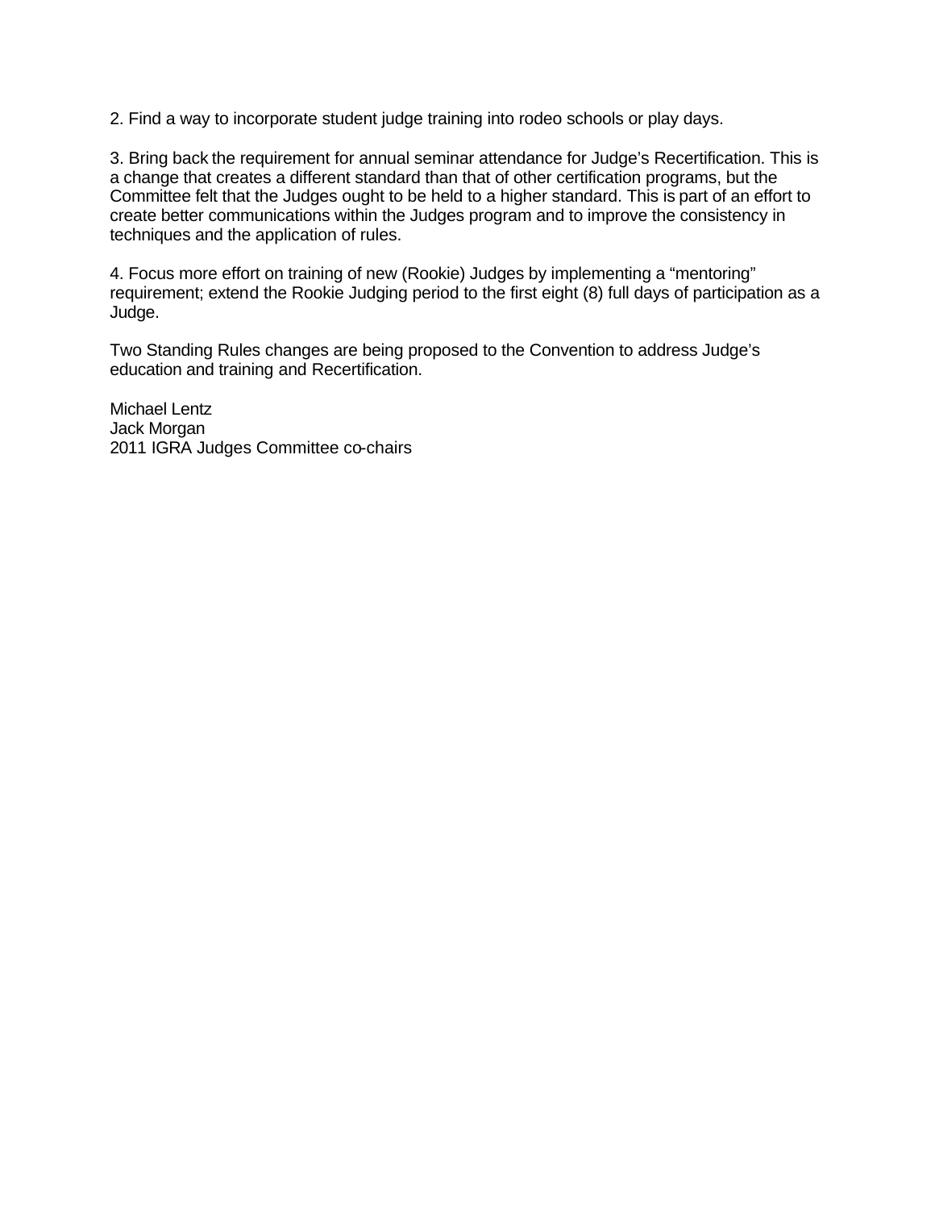2. Find a way to incorporate student judge training into rodeo schools or play days.

3. Bring back the requirement for annual seminar attendance for Judge's Recertification. This is a change that creates a different standard than that of other certification programs, but the Committee felt that the Judges ought to be held to a higher standard. This is part of an effort to create better communications within the Judges program and to improve the consistency in techniques and the application of rules.

4. Focus more effort on training of new (Rookie) Judges by implementing a "mentoring" requirement; extend the Rookie Judging period to the first eight (8) full days of participation as a Judge.

Two Standing Rules changes are being proposed to the Convention to address Judge's education and training and Recertification.

Michael Lentz  
Jack Morgan  
2011 IGRA Judges Committee co-chairs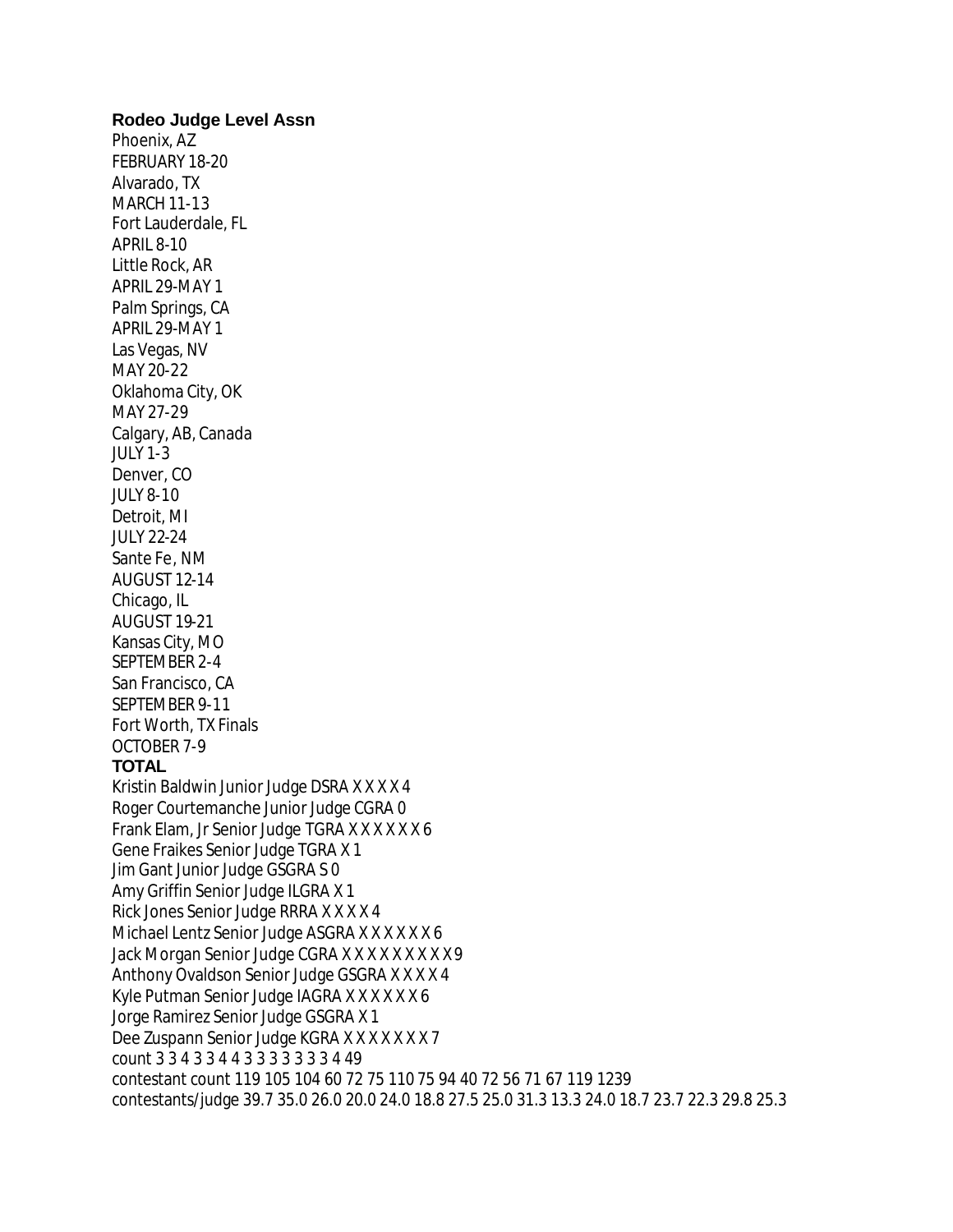**Rodeo Judge Level Assn**
Phoenix, AZ
FEBRUARY 18-20
Alvarado, TX
MARCH 11-13
Fort Lauderdale, FL
APRIL 8-10
Little Rock, AR
APRIL 29-MAY 1
Palm Springs, CA
APRIL 29-MAY 1
Las Vegas, NV
MAY 20-22
Oklahoma City, OK
MAY 27-29
Calgary, AB, Canada
JULY 1-3
Denver, CO
JULY 8-10
Detroit, MI
JULY 22-24
Sante Fe, NM
AUGUST 12-14
Chicago, IL
AUGUST 19-21
Kansas City, MO
SEPTEMBER 2-4
San Francisco, CA
SEPTEMBER 9-11
Fort Worth, TX Finals
OCTOBER 7-9
**TOTAL**
Kristin Baldwin Junior Judge DSRA X X X X 4
Roger Courtemanche Junior Judge CGRA 0
Frank Elam, Jr Senior Judge TGRA X X X X X X 6
Gene Fraikes Senior Judge TGRA X 1
Jim Gant Junior Judge GSGRA S 0
Amy Griffin Senior Judge ILGRA X 1
Rick Jones Senior Judge RRRA X X X X 4
Michael Lentz Senior Judge ASGRA X X X X X X 6
Jack Morgan Senior Judge CGRA X X X X X X X X X 9
Anthony Ovaldson Senior Judge GSGRA X X X X 4
Kyle Putman Senior Judge IAGRA X X X X X X 6
Jorge Ramirez Senior Judge GSGRA X 1
Dee Zuspann Senior Judge KGRA X X X X X X X 7
count 3 3 4 3 3 4 4 3 3 3 3 3 3 3 4 49
contestant count 119 105 104 60 72 75 110 75 94 40 72 56 71 67 119 1239
contestants/judge 39.7 35.0 26.0 20.0 24.0 18.8 27.5 25.0 31.3 13.3 24.0 18.7 23.7 22.3 29.8 25.3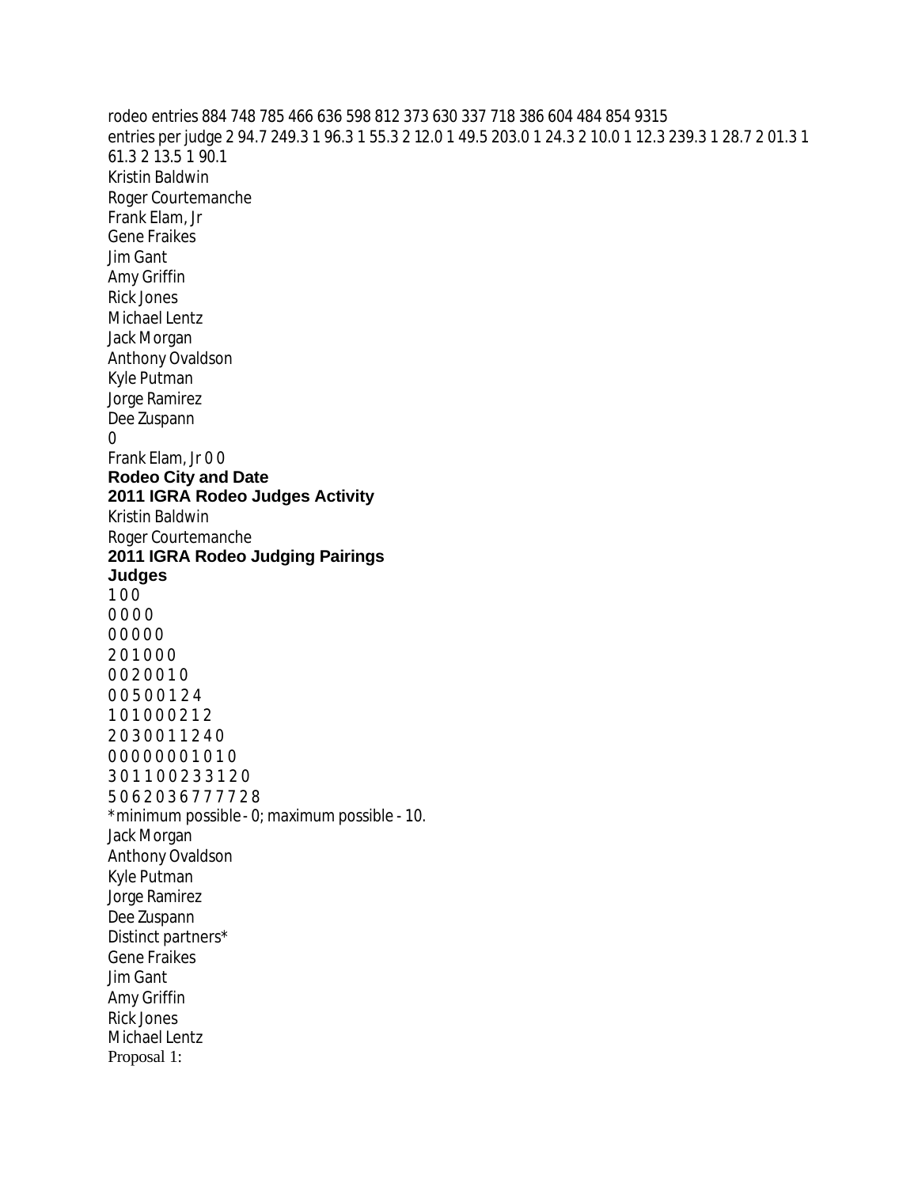rodeo entries 884 748 785 466 636 598 812 373 630 337 718 386 604 484 854 9315

entries per judge 2 94.7 249.3 1 96.3 1 55.3 2 12.0 1 49.5 203.0 1 24.3 2 10.0 1 12.3 239.3 1 28.7 2 01.3 1 61.3 2 13.5 1 90.1

Kristin Baldwin
Roger Courtemanche
Frank Elam, Jr
Gene Fraikes
Jim Gant
Amy Griffin
Rick Jones
Michael Lentz
Jack Morgan
Anthony Ovaldson
Kyle Putman
Jorge Ramirez
Dee Zuspann
0
Frank Elam, Jr 0 0

**Rodeo City and Date**

**2011 IGRA Rodeo Judges Activity**

Kristin Baldwin
Roger Courtemanche

**2011 IGRA Rodeo Judging Pairings**

**Judges**

1 0 0
0 0 0 0
0 0 0 0 0
2 0 1 0 0 0
0 0 2 0 0 1 0
0 0 5 0 0 1 2 4
1 0 1 0 0 0 2 1 2
2 0 3 0 0 1 1 2 4 0
0 0 0 0 0 0 0 1 0 1 0
3 0 1 1 0 0 2 3 3 1 2 0
5 0 6 2 0 3 6 7 7 7 7 2 8

*minimum possible - 0; maximum possible - 10.

Jack Morgan
Anthony Ovaldson
Kyle Putman
Jorge Ramirez
Dee Zuspann
Distinct partners*
Gene Fraikes
Jim Gant
Amy Griffin
Rick Jones
Michael Lentz

Proposal 1: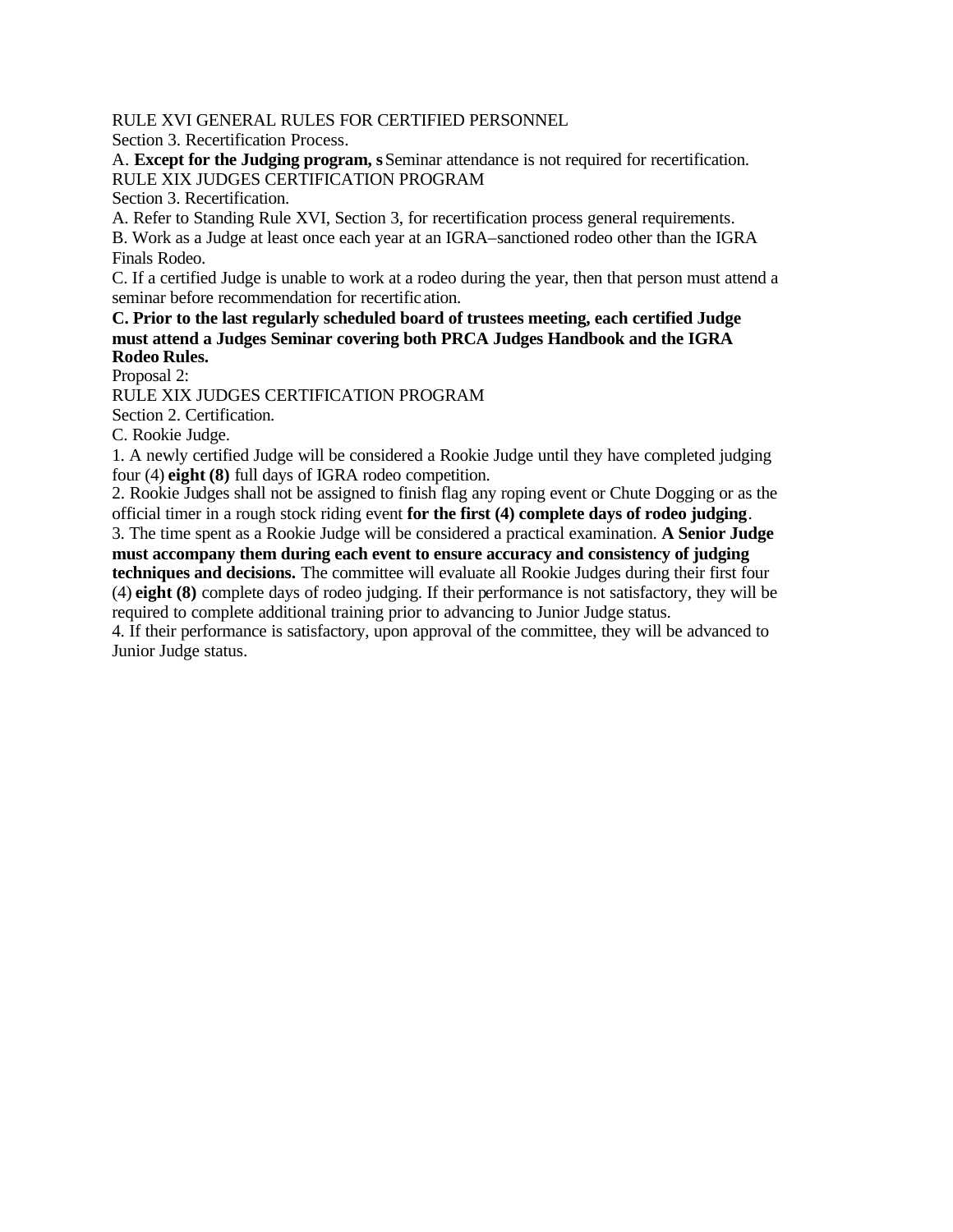RULE XVI GENERAL RULES FOR CERTIFIED PERSONNEL

Section 3. Recertification Process.

A. **Except for the Judging program, s** Seminar attendance is not required for recertification.

RULE XIX JUDGES CERTIFICATION PROGRAM

Section 3. Recertification.

A. Refer to Standing Rule XVI, Section 3, for recertification process general requirements.

B. Work as a Judge at least once each year at an IGRA–sanctioned rodeo other than the IGRA Finals Rodeo.

C. If a certified Judge is unable to work at a rodeo during the year, then that person must attend a seminar before recommendation for recertific ation.

**C. Prior to the last regularly scheduled board of trustees meeting, each certified Judge must attend a Judges Seminar covering both PRCA Judges Handbook and the IGRA Rodeo Rules.**

Proposal 2:

RULE XIX JUDGES CERTIFICATION PROGRAM

Section 2. Certification.

C. Rookie Judge.

1. A newly certified Judge will be considered a Rookie Judge until they have completed judging four (4) **eight (8)** full days of IGRA rodeo competition.
2. Rookie Judges shall not be assigned to finish flag any roping event or Chute Dogging or as the official timer in a rough stock riding event **for the first (4) complete days of rodeo judging**.
3. The time spent as a Rookie Judge will be considered a practical examination. **A Senior Judge must accompany them during each event to ensure accuracy and consistency of judging techniques and decisions.** The committee will evaluate all Rookie Judges during their first four (4) **eight (8)** complete days of rodeo judging. If their performance is not satisfactory, they will be required to complete additional training prior to advancing to Junior Judge status.
4. If their performance is satisfactory, upon approval of the committee, they will be advanced to Junior Judge status.